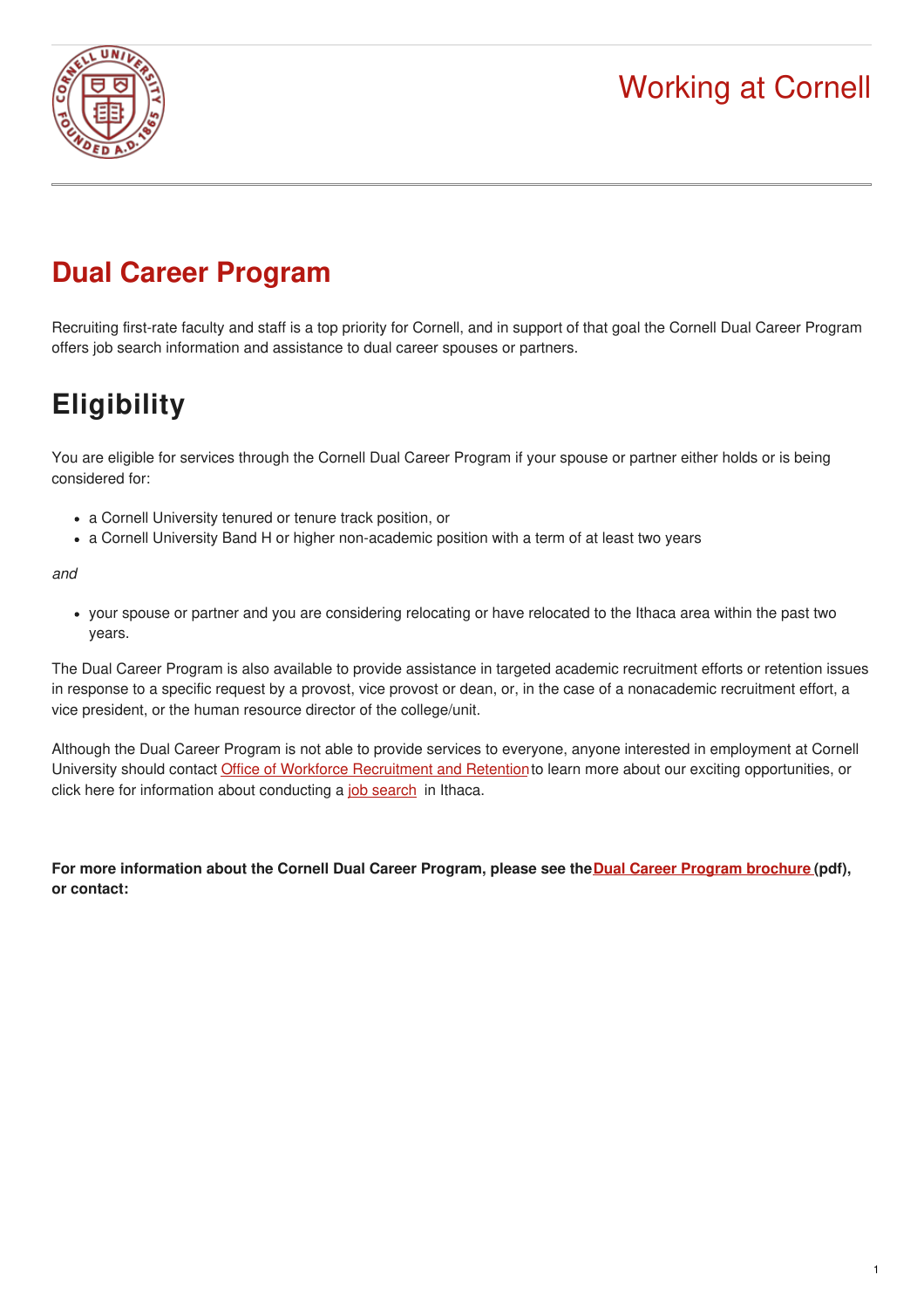# Working at Cornell

## Dual Career Program

Recruiting first-rate faculty and staff is a top priority for Cornell, and in support of that goal the Cornell Dual Career Program offers job search information and assistance to dual career spouses or partners.

## Eligibility

You are eligible for services through the Cornell Dual Career Program if your spouse or partner either holds or is being considered for:

- a Cornell University tenured or tenure track position, or
- a Cornell University Band H or higher non-academic position with a term of at least two years

*and*

- your spouse or partner and you are considering relocating or have relocated to the Ithaca area within the past two years.

The Dual Career Program is also available to provide assistance in targeted academic recruitment efforts or retention issues in response to a specific request by a provost, vice provost or dean, or, in the case of a nonacademic recruitment effort, a vice president, or the human resource director of the college/unit.

Although the Dual Career Program is not able to provide services to everyone, anyone interested in employment at Cornell University should contact Office of Workforce Recruitment and Retention to learn more about our exciting opportunities, or click here for information about conducting a job search in Ithaca.

**For more information about the Cornell Dual Career Program, please see the Dual Career Program brochure (pdf), or contact:**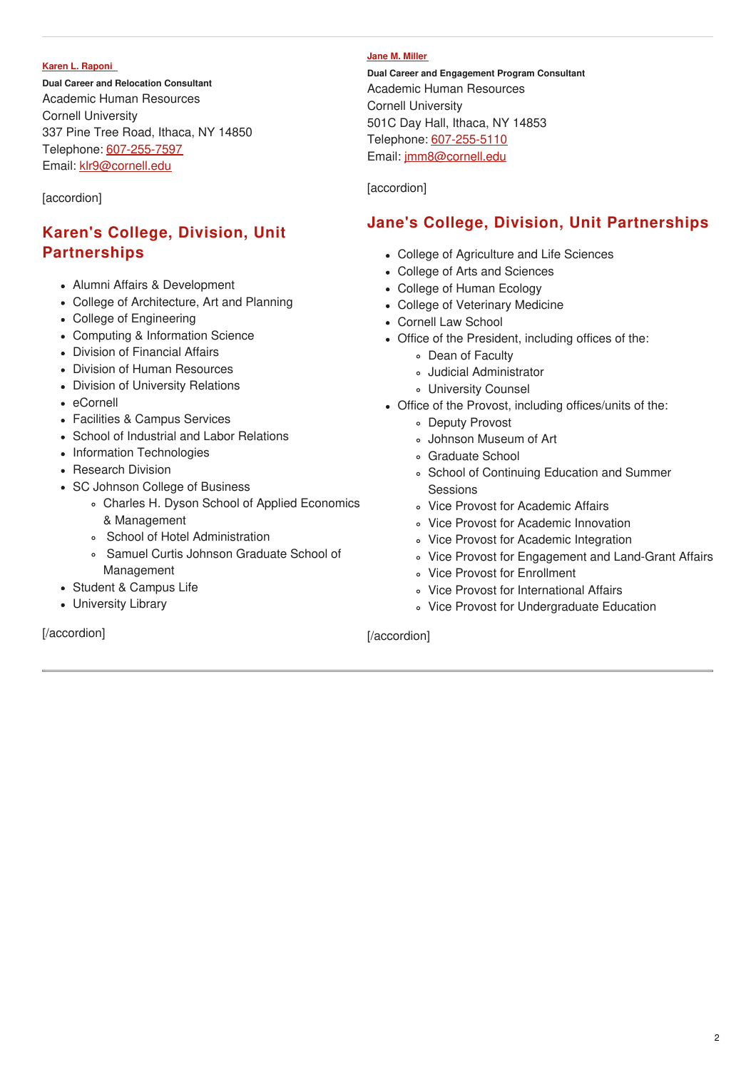**Karen L. Raponi**

**Dual Career and Relocation Consultant**
Academic Human Resources
Cornell University
337 Pine Tree Road, Ithaca, NY 14850
Telephone: 607-255-7597
Email: klr9@cornell.edu

[accordion]

## Karen's College, Division, Unit Partnerships

- Alumni Affairs & Development
- College of Architecture, Art and Planning
- College of Engineering
- Computing & Information Science
- Division of Financial Affairs
- Division of Human Resources
- Division of University Relations
- eCornell
- Facilities & Campus Services
- School of Industrial and Labor Relations
- Information Technologies
- Research Division
- SC Johnson College of Business
  - Charles H. Dyson School of Applied Economics & Management
  - School of Hotel Administration
  - Samuel Curtis Johnson Graduate School of Management
- Student & Campus Life
- University Library

[/accordion]

**Jane M. Miller**

**Dual Career and Engagement Program Consultant**
Academic Human Resources
Cornell University
501C Day Hall, Ithaca, NY 14853
Telephone: 607-255-5110
Email: jmm8@cornell.edu

[accordion]

## Jane's College, Division, Unit Partnerships

- College of Agriculture and Life Sciences
- College of Arts and Sciences
- College of Human Ecology
- College of Veterinary Medicine
- Cornell Law School
- Office of the President, including offices of the:
  - Dean of Faculty
  - Judicial Administrator
  - University Counsel
- Office of the Provost, including offices/units of the:
  - Deputy Provost
  - Johnson Museum of Art
  - Graduate School
  - School of Continuing Education and Summer Sessions
  - Vice Provost for Academic Affairs
  - Vice Provost for Academic Innovation
  - Vice Provost for Academic Integration
  - Vice Provost for Engagement and Land-Grant Affairs
  - Vice Provost for Enrollment
  - Vice Provost for International Affairs
  - Vice Provost for Undergraduate Education

[/accordion]